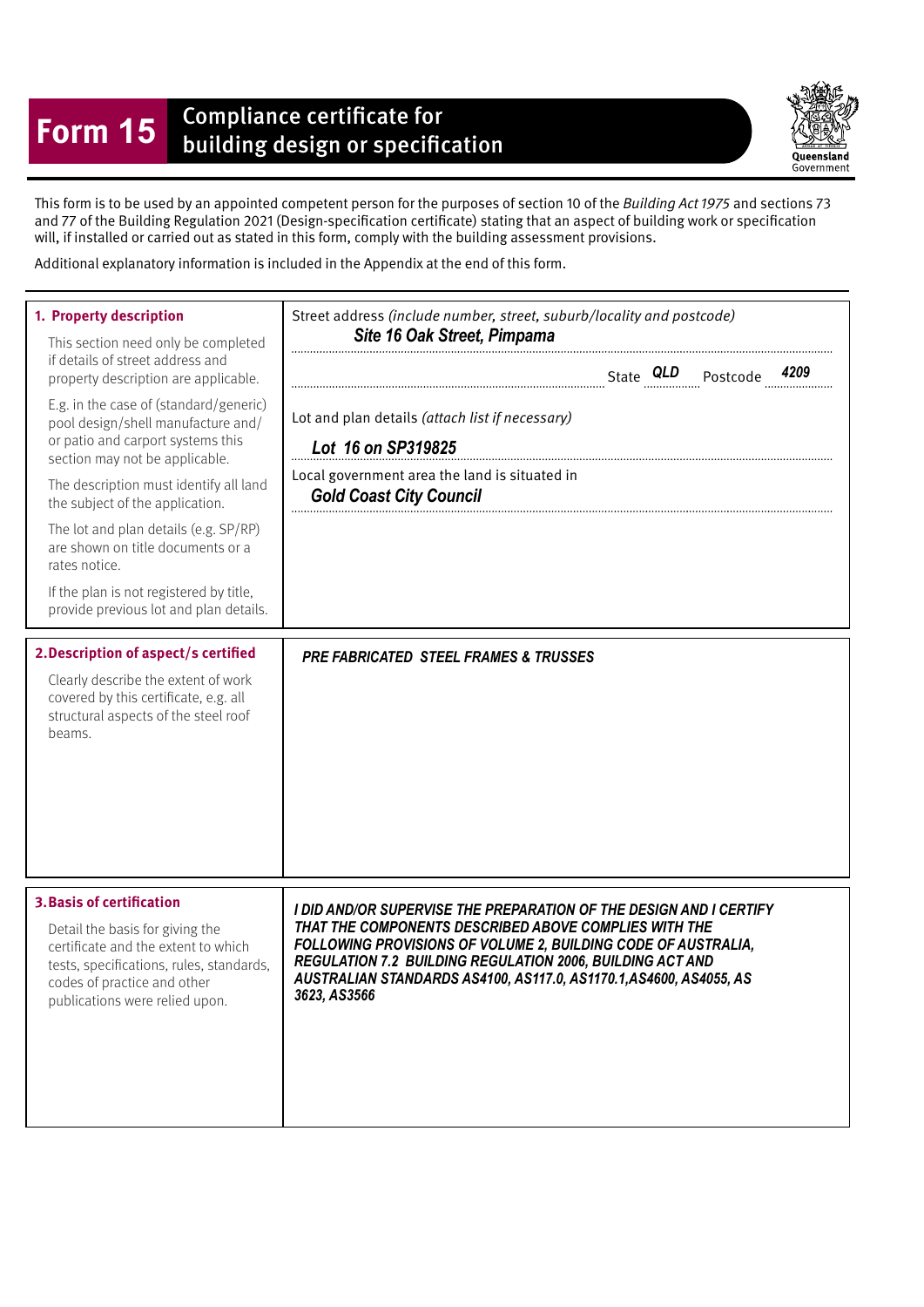# Form 15 Compliance certificate for building design or specification

Queensland Government

This form is to be used by an appointed competent person for the purposes of section 10 of the *Building Act 1975* and sections 73 and 77 of the Building Regulation 2021 (Design-specification certificate) stating that an aspect of building work or specification will, if installed or carried out as stated in this form, comply with the building assessment provisions.

Additional explanatory information is included in the Appendix at the end of this form.

| | |
|---|---|
| **1. Property description**<br><br>This section need only be completed if details of street address and property description are applicable.<br><br>E.g. in the case of (standard/generic) pool design/shell manufacture and/or patio and carport systems this section may not be applicable.<br><br>The description must identify all land the subject of the application.<br><br>The lot and plan details (e.g. SP/RP) are shown on title documents or a rates notice.<br><br>If the plan is not registered by title, provide previous lot and plan details. | Street address *(include number, street, suburb/locality and postcode)*<br>***Site 16 Oak Street, Pimpama***<br>State ***QLD*** Postcode ***4209***<br><br>Lot and plan details *(attach list if necessary)*<br>***Lot 16 on SP319825***<br><br>Local government area the land is situated in<br>***Gold Coast City Council*** |
| **2. Description of aspect/s certified**<br><br>Clearly describe the extent of work covered by this certificate, e.g. all structural aspects of the steel roof beams. | ***PRE FABRICATED STEEL FRAMES & TRUSSES*** |
| **3. Basis of certification**<br><br>Detail the basis for giving the certificate and the extent to which tests, specifications, rules, standards, codes of practice and other publications were relied upon. | ***I DID AND/OR SUPERVISE THE PREPARATION OF THE DESIGN AND I CERTIFY THAT THE COMPONENTS DESCRIBED ABOVE COMPLIES WITH THE FOLLOWING PROVISIONS OF VOLUME 2, BUILDING CODE OF AUSTRALIA, REGULATION 7.2 BUILDING REGULATION 2006, BUILDING ACT AND AUSTRALIAN STANDARDS AS4100, AS117.0, AS1170.1,AS4600, AS4055, AS 3623, AS3566*** |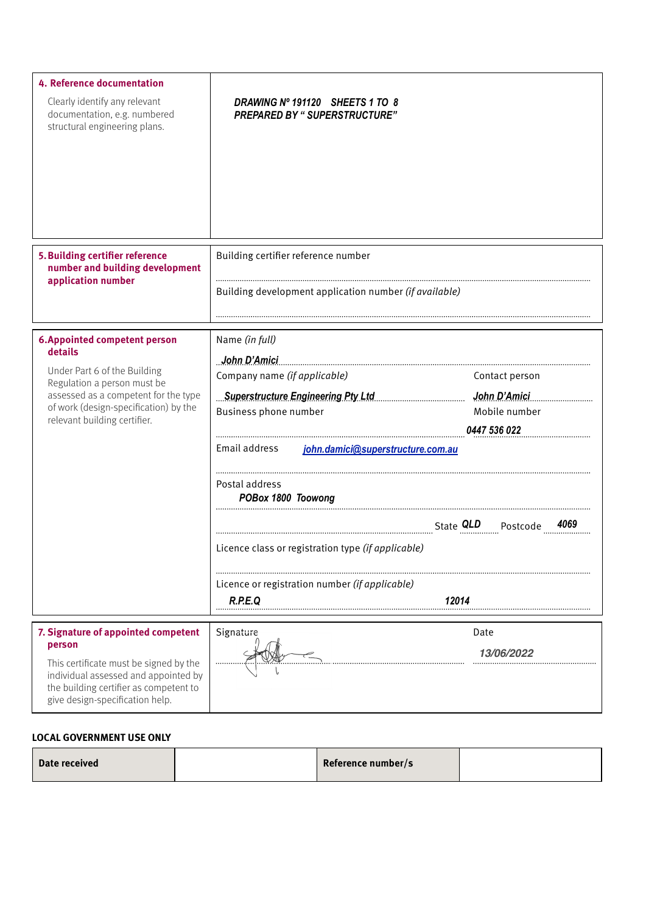| | |
|---|---|
| **4. Reference documentation**<br><br>Clearly identify any relevant documentation, e.g. numbered structural engineering plans. | ***DRAWING Nº 191120 SHEETS 1 TO 8***<br>***PREPARED BY " SUPERSTRUCTURE"*** |
| **5. Building certifier reference number and building development application number** | Building certifier reference number<br><br>Building development application number *(if available)* |
| **6. Appointed competent person details**<br><br>Under Part 6 of the Building Regulation a person must be assessed as a competent for the type of work (design-specification) by the relevant building certifier. | Name *(in full)*<br>***John D'Amici***<br><br>Company name *(if applicable)*: ***Superstructure Engineering Pty Ltd***<br>Contact person: ***John D'Amici***<br><br>Business phone number:<br>Mobile number: ***0447 536 022***<br><br>Email address: ***john.damici@superstructure.com.au***<br><br>Postal address<br>***POBox 1800 Toowong***<br>State ***QLD*** Postcode ***4069***<br><br>Licence class or registration type *(if applicable)*<br><br>Licence or registration number *(if applicable)*<br>***R.P.E.Q*** ***12014*** |
| **7. Signature of appointed competent person**<br><br>This certificate must be signed by the individual assessed and appointed by the building certifier as competent to give design-specification help. | Signature: [signature]<br><br>Date: ***13/06/2022*** |

**LOCAL GOVERNMENT USE ONLY**

| | | | |
|---|---|---|---|
| **Date received** | | **Reference number/s** | |